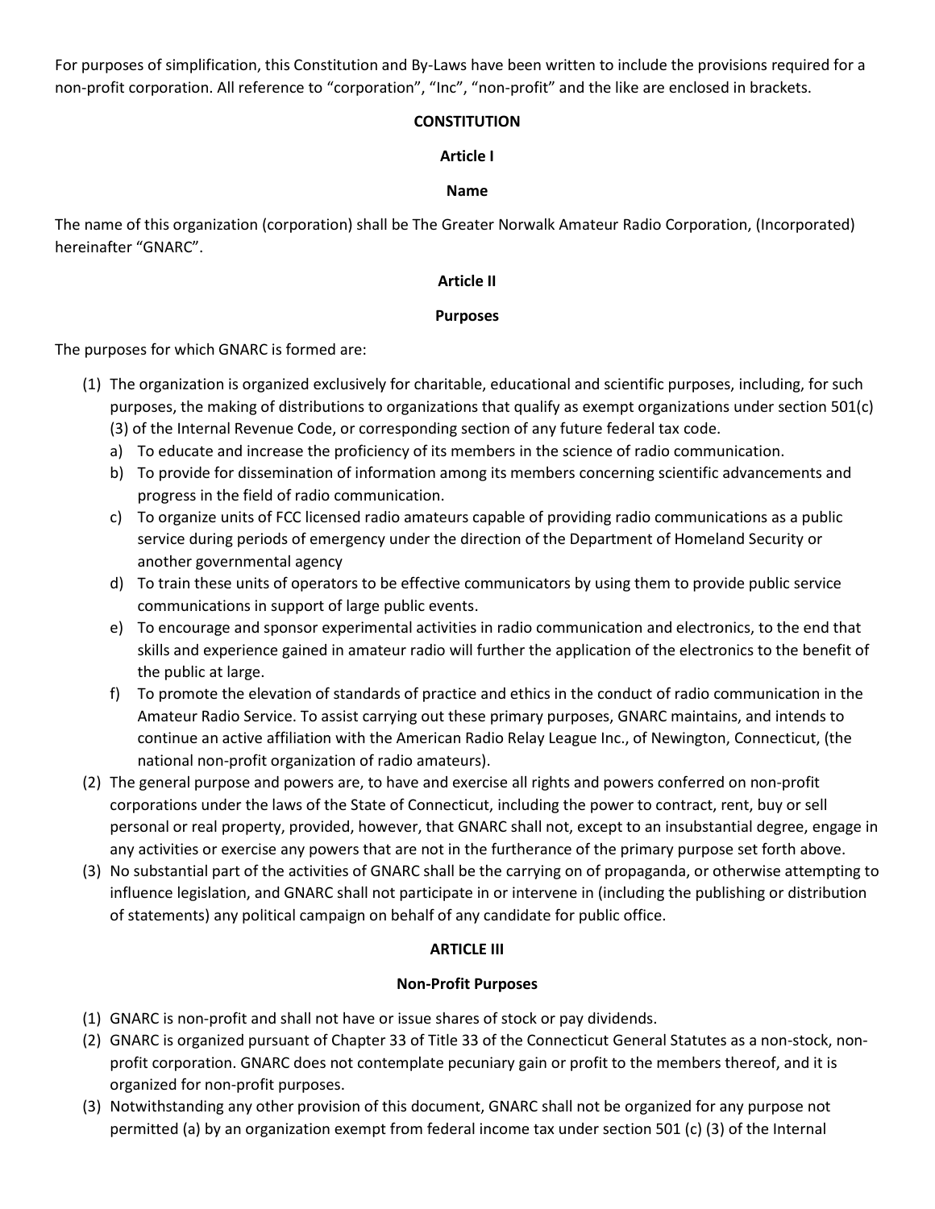For purposes of simplification, this Constitution and By-Laws have been written to include the provisions required for a non-profit corporation. All reference to "corporation", "Inc", "non-profit" and the like are enclosed in brackets.

# CONSTITUTION

## Article I

### Name

The name of this organization (corporation) shall be The Greater Norwalk Amateur Radio Corporation, (Incorporated) hereinafter "GNARC".

## Article II

### Purposes

The purposes for which GNARC is formed are:

(1) The organization is organized exclusively for charitable, educational and scientific purposes, including, for such purposes, the making of distributions to organizations that qualify as exempt organizations under section 501(c) (3) of the Internal Revenue Code, or corresponding section of any future federal tax code.

   a) To educate and increase the proficiency of its members in the science of radio communication.
   b) To provide for dissemination of information among its members concerning scientific advancements and progress in the field of radio communication.
   c) To organize units of FCC licensed radio amateurs capable of providing radio communications as a public service during periods of emergency under the direction of the Department of Homeland Security or another governmental agency
   d) To train these units of operators to be effective communicators by using them to provide public service communications in support of large public events.
   e) To encourage and sponsor experimental activities in radio communication and electronics, to the end that skills and experience gained in amateur radio will further the application of the electronics to the benefit of the public at large.
   f) To promote the elevation of standards of practice and ethics in the conduct of radio communication in the Amateur Radio Service. To assist carrying out these primary purposes, GNARC maintains, and intends to continue an active affiliation with the American Radio Relay League Inc., of Newington, Connecticut, (the national non-profit organization of radio amateurs).

(2) The general purpose and powers are, to have and exercise all rights and powers conferred on non-profit corporations under the laws of the State of Connecticut, including the power to contract, rent, buy or sell personal or real property, provided, however, that GNARC shall not, except to an insubstantial degree, engage in any activities or exercise any powers that are not in the furtherance of the primary purpose set forth above.

(3) No substantial part of the activities of GNARC shall be the carrying on of propaganda, or otherwise attempting to influence legislation, and GNARC shall not participate in or intervene in (including the publishing or distribution of statements) any political campaign on behalf of any candidate for public office.

## ARTICLE III

### Non-Profit Purposes

(1) GNARC is non-profit and shall not have or issue shares of stock or pay dividends.

(2) GNARC is organized pursuant of Chapter 33 of Title 33 of the Connecticut General Statutes as a non-stock, non-profit corporation. GNARC does not contemplate pecuniary gain or profit to the members thereof, and it is organized for non-profit purposes.

(3) Notwithstanding any other provision of this document, GNARC shall not be organized for any purpose not permitted (a) by an organization exempt from federal income tax under section 501 (c) (3) of the Internal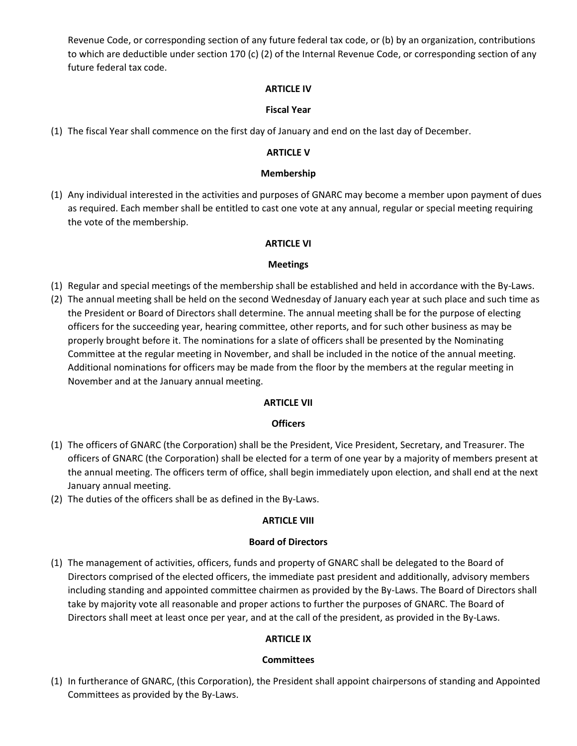Revenue Code, or corresponding section of any future federal tax code, or (b) by an organization, contributions to which are deductible under section 170 (c) (2) of the Internal Revenue Code, or corresponding section of any future federal tax code.

## ARTICLE IV

### Fiscal Year

(1) The fiscal Year shall commence on the first day of January and end on the last day of December.

## ARTICLE V

### Membership

(1) Any individual interested in the activities and purposes of GNARC may become a member upon payment of dues as required. Each member shall be entitled to cast one vote at any annual, regular or special meeting requiring the vote of the membership.

## ARTICLE VI

### Meetings

(1) Regular and special meetings of the membership shall be established and held in accordance with the By-Laws.
(2) The annual meeting shall be held on the second Wednesday of January each year at such place and such time as the President or Board of Directors shall determine. The annual meeting shall be for the purpose of electing officers for the succeeding year, hearing committee, other reports, and for such other business as may be properly brought before it. The nominations for a slate of officers shall be presented by the Nominating Committee at the regular meeting in November, and shall be included in the notice of the annual meeting. Additional nominations for officers may be made from the floor by the members at the regular meeting in November and at the January annual meeting.

## ARTICLE VII

### Officers

(1) The officers of GNARC (the Corporation) shall be the President, Vice President, Secretary, and Treasurer. The officers of GNARC (the Corporation) shall be elected for a term of one year by a majority of members present at the annual meeting. The officers term of office, shall begin immediately upon election, and shall end at the next January annual meeting.
(2) The duties of the officers shall be as defined in the By-Laws.

## ARTICLE VIII

### Board of Directors

(1) The management of activities, officers, funds and property of GNARC shall be delegated to the Board of Directors comprised of the elected officers, the immediate past president and additionally, advisory members including standing and appointed committee chairmen as provided by the By-Laws. The Board of Directors shall take by majority vote all reasonable and proper actions to further the purposes of GNARC. The Board of Directors shall meet at least once per year, and at the call of the president, as provided in the By-Laws.

## ARTICLE IX

### Committees

(1) In furtherance of GNARC, (this Corporation), the President shall appoint chairpersons of standing and Appointed Committees as provided by the By-Laws.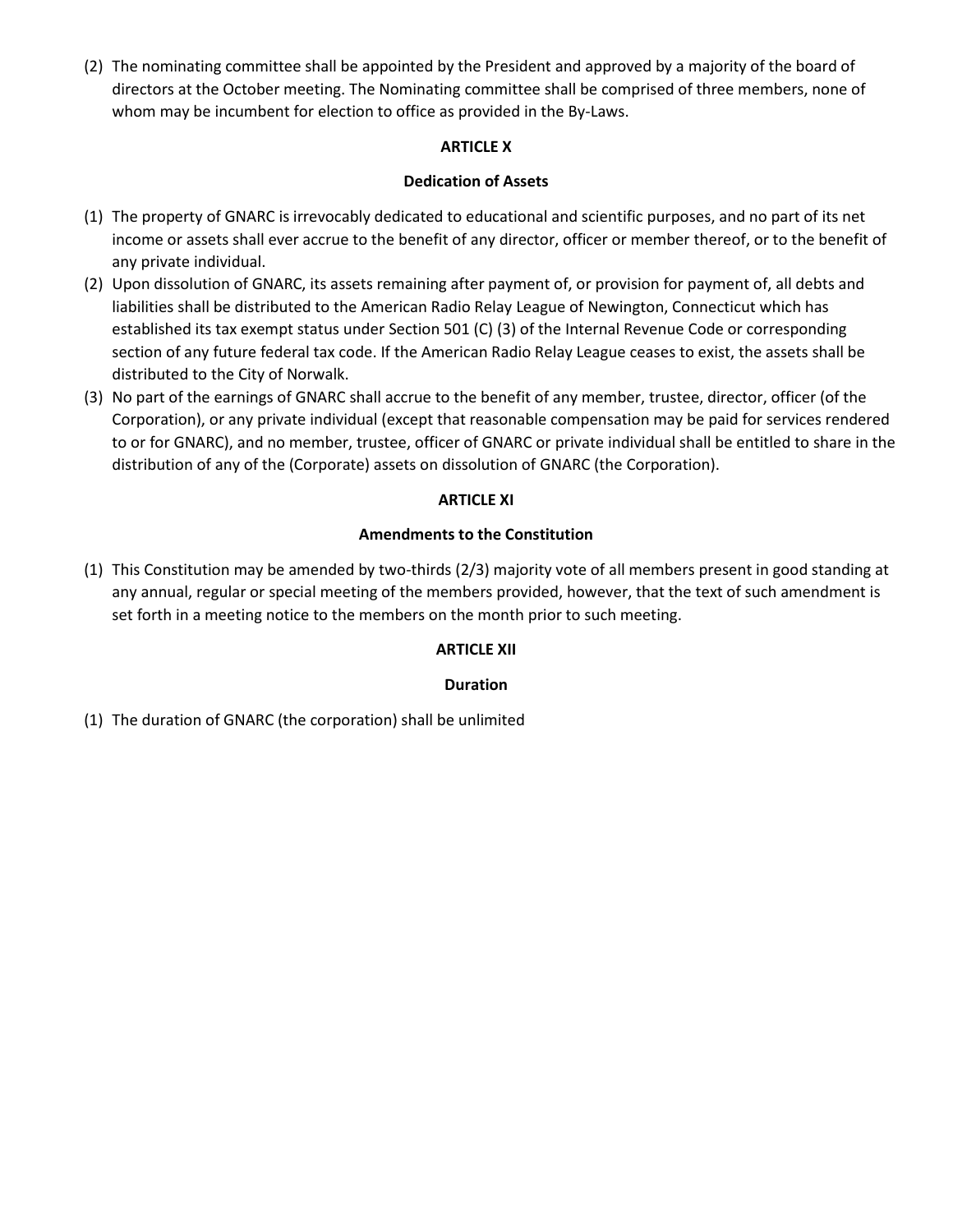(2) The nominating committee shall be appointed by the President and approved by a majority of the board of directors at the October meeting. The Nominating committee shall be comprised of three members, none of whom may be incumbent for election to office as provided in the By-Laws.

**ARTICLE X**

**Dedication of Assets**

(1) The property of GNARC is irrevocably dedicated to educational and scientific purposes, and no part of its net income or assets shall ever accrue to the benefit of any director, officer or member thereof, or to the benefit of any private individual.

(2) Upon dissolution of GNARC, its assets remaining after payment of, or provision for payment of, all debts and liabilities shall be distributed to the American Radio Relay League of Newington, Connecticut which has established its tax exempt status under Section 501 (C) (3) of the Internal Revenue Code or corresponding section of any future federal tax code. If the American Radio Relay League ceases to exist, the assets shall be distributed to the City of Norwalk.

(3) No part of the earnings of GNARC shall accrue to the benefit of any member, trustee, director, officer (of the Corporation), or any private individual (except that reasonable compensation may be paid for services rendered to or for GNARC), and no member, trustee, officer of GNARC or private individual shall be entitled to share in the distribution of any of the (Corporate) assets on dissolution of GNARC (the Corporation).

**ARTICLE XI**

**Amendments to the Constitution**

(1) This Constitution may be amended by two-thirds (2/3) majority vote of all members present in good standing at any annual, regular or special meeting of the members provided, however, that the text of such amendment is set forth in a meeting notice to the members on the month prior to such meeting.

**ARTICLE XII**

**Duration**

(1) The duration of GNARC (the corporation) shall be unlimited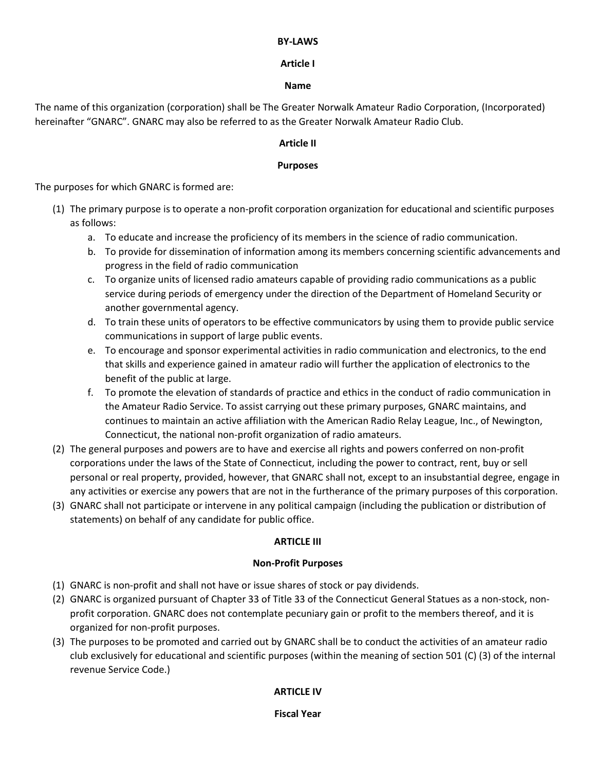# BY-LAWS

## Article I

### Name

The name of this organization (corporation) shall be The Greater Norwalk Amateur Radio Corporation, (Incorporated) hereinafter "GNARC". GNARC may also be referred to as the Greater Norwalk Amateur Radio Club.

## Article II

### Purposes

The purposes for which GNARC is formed are:

1. The primary purpose is to operate a non-profit corporation organization for educational and scientific purposes as follows:
   a. To educate and increase the proficiency of its members in the science of radio communication.
   b. To provide for dissemination of information among its members concerning scientific advancements and progress in the field of radio communication
   c. To organize units of licensed radio amateurs capable of providing radio communications as a public service during periods of emergency under the direction of the Department of Homeland Security or another governmental agency.
   d. To train these units of operators to be effective communicators by using them to provide public service communications in support of large public events.
   e. To encourage and sponsor experimental activities in radio communication and electronics, to the end that skills and experience gained in amateur radio will further the application of electronics to the benefit of the public at large.
   f. To promote the elevation of standards of practice and ethics in the conduct of radio communication in the Amateur Radio Service. To assist carrying out these primary purposes, GNARC maintains, and continues to maintain an active affiliation with the American Radio Relay League, Inc., of Newington, Connecticut, the national non-profit organization of radio amateurs.
2. The general purposes and powers are to have and exercise all rights and powers conferred on non-profit corporations under the laws of the State of Connecticut, including the power to contract, rent, buy or sell personal or real property, provided, however, that GNARC shall not, except to an insubstantial degree, engage in any activities or exercise any powers that are not in the furtherance of the primary purposes of this corporation.
3. GNARC shall not participate or intervene in any political campaign (including the publication or distribution of statements) on behalf of any candidate for public office.

## ARTICLE III

### Non-Profit Purposes

1. GNARC is non-profit and shall not have or issue shares of stock or pay dividends.
2. GNARC is organized pursuant of Chapter 33 of Title 33 of the Connecticut General Statues as a non-stock, non-profit corporation. GNARC does not contemplate pecuniary gain or profit to the members thereof, and it is organized for non-profit purposes.
3. The purposes to be promoted and carried out by GNARC shall be to conduct the activities of an amateur radio club exclusively for educational and scientific purposes (within the meaning of section 501 (C) (3) of the internal revenue Service Code.)

## ARTICLE IV

### Fiscal Year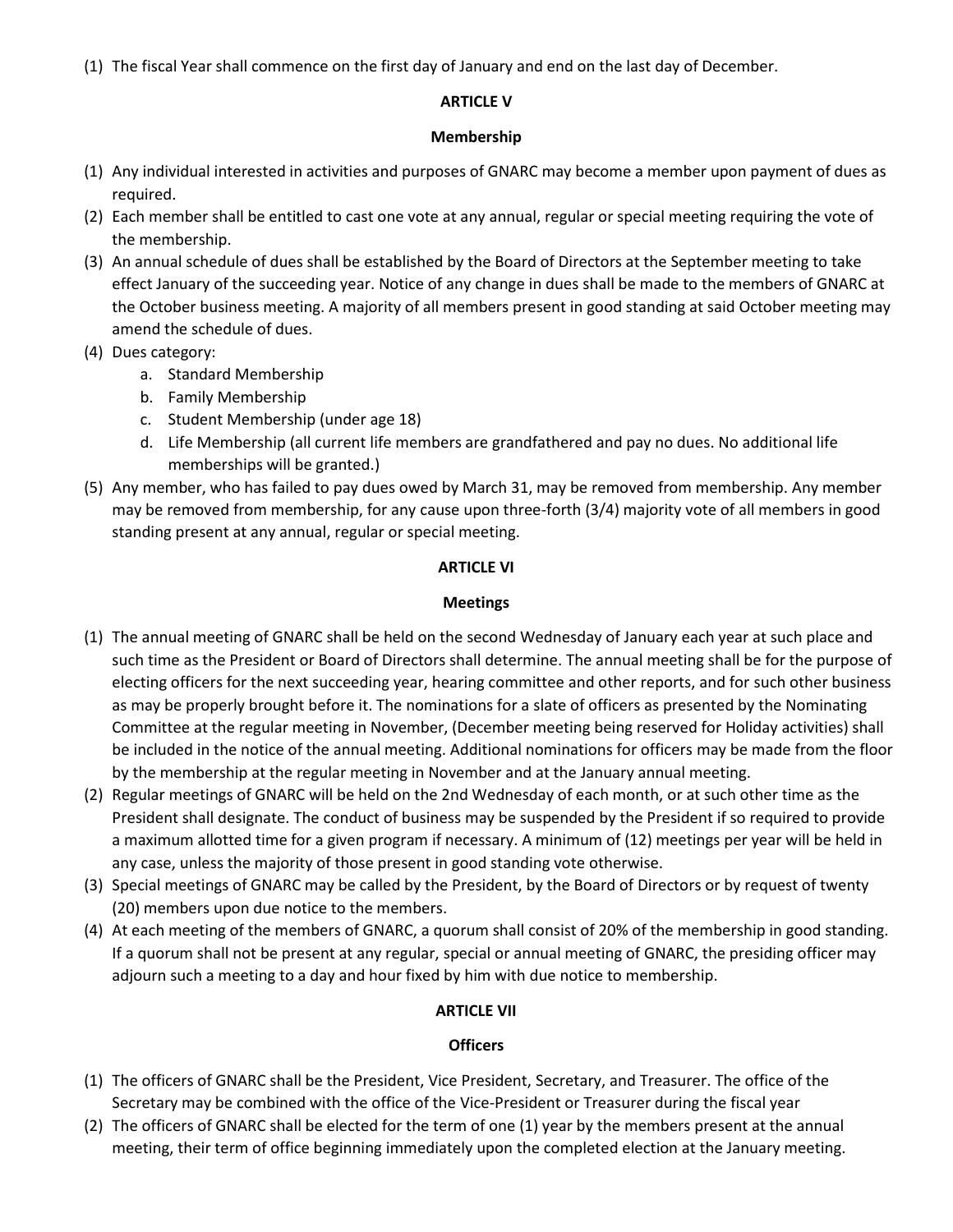(1) The fiscal Year shall commence on the first day of January and end on the last day of December.

## ARTICLE V

### Membership

(1) Any individual interested in activities and purposes of GNARC may become a member upon payment of dues as required.
(2) Each member shall be entitled to cast one vote at any annual, regular or special meeting requiring the vote of the membership.
(3) An annual schedule of dues shall be established by the Board of Directors at the September meeting to take effect January of the succeeding year. Notice of any change in dues shall be made to the members of GNARC at the October business meeting. A majority of all members present in good standing at said October meeting may amend the schedule of dues.
(4) Dues category:
    a. Standard Membership
    b. Family Membership
    c. Student Membership (under age 18)
    d. Life Membership (all current life members are grandfathered and pay no dues. No additional life memberships will be granted.)
(5) Any member, who has failed to pay dues owed by March 31, may be removed from membership. Any member may be removed from membership, for any cause upon three-forth (3/4) majority vote of all members in good standing present at any annual, regular or special meeting.

## ARTICLE VI

### Meetings

(1) The annual meeting of GNARC shall be held on the second Wednesday of January each year at such place and such time as the President or Board of Directors shall determine. The annual meeting shall be for the purpose of electing officers for the next succeeding year, hearing committee and other reports, and for such other business as may be properly brought before it. The nominations for a slate of officers as presented by the Nominating Committee at the regular meeting in November, (December meeting being reserved for Holiday activities) shall be included in the notice of the annual meeting. Additional nominations for officers may be made from the floor by the membership at the regular meeting in November and at the January annual meeting.
(2) Regular meetings of GNARC will be held on the 2nd Wednesday of each month, or at such other time as the President shall designate. The conduct of business may be suspended by the President if so required to provide a maximum allotted time for a given program if necessary. A minimum of (12) meetings per year will be held in any case, unless the majority of those present in good standing vote otherwise.
(3) Special meetings of GNARC may be called by the President, by the Board of Directors or by request of twenty (20) members upon due notice to the members.
(4) At each meeting of the members of GNARC, a quorum shall consist of 20% of the membership in good standing. If a quorum shall not be present at any regular, special or annual meeting of GNARC, the presiding officer may adjourn such a meeting to a day and hour fixed by him with due notice to membership.

## ARTICLE VII

### Officers

(1) The officers of GNARC shall be the President, Vice President, Secretary, and Treasurer. The office of the Secretary may be combined with the office of the Vice-President or Treasurer during the fiscal year
(2) The officers of GNARC shall be elected for the term of one (1) year by the members present at the annual meeting, their term of office beginning immediately upon the completed election at the January meeting.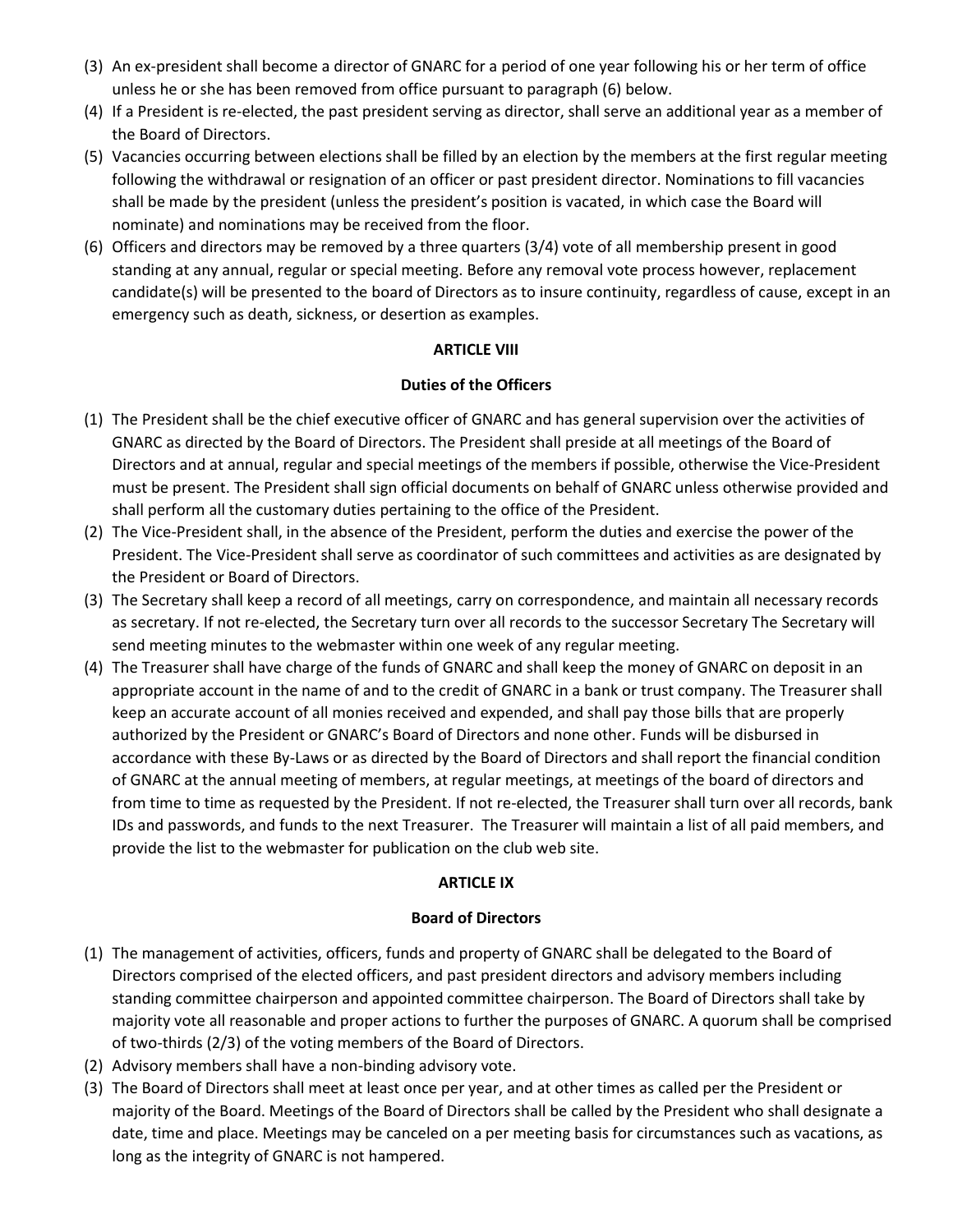(3) An ex-president shall become a director of GNARC for a period of one year following his or her term of office unless he or she has been removed from office pursuant to paragraph (6) below.
(4) If a President is re-elected, the past president serving as director, shall serve an additional year as a member of the Board of Directors.
(5) Vacancies occurring between elections shall be filled by an election by the members at the first regular meeting following the withdrawal or resignation of an officer or past president director. Nominations to fill vacancies shall be made by the president (unless the president's position is vacated, in which case the Board will nominate) and nominations may be received from the floor.
(6) Officers and directors may be removed by a three quarters (3/4) vote of all membership present in good standing at any annual, regular or special meeting. Before any removal vote process however, replacement candidate(s) will be presented to the board of Directors as to insure continuity, regardless of cause, except in an emergency such as death, sickness, or desertion as examples.

**ARTICLE VIII**

**Duties of the Officers**

(1) The President shall be the chief executive officer of GNARC and has general supervision over the activities of GNARC as directed by the Board of Directors. The President shall preside at all meetings of the Board of Directors and at annual, regular and special meetings of the members if possible, otherwise the Vice-President must be present. The President shall sign official documents on behalf of GNARC unless otherwise provided and shall perform all the customary duties pertaining to the office of the President.
(2) The Vice-President shall, in the absence of the President, perform the duties and exercise the power of the President. The Vice-President shall serve as coordinator of such committees and activities as are designated by the President or Board of Directors.
(3) The Secretary shall keep a record of all meetings, carry on correspondence, and maintain all necessary records as secretary. If not re-elected, the Secretary turn over all records to the successor Secretary The Secretary will send meeting minutes to the webmaster within one week of any regular meeting.
(4) The Treasurer shall have charge of the funds of GNARC and shall keep the money of GNARC on deposit in an appropriate account in the name of and to the credit of GNARC in a bank or trust company. The Treasurer shall keep an accurate account of all monies received and expended, and shall pay those bills that are properly authorized by the President or GNARC's Board of Directors and none other. Funds will be disbursed in accordance with these By-Laws or as directed by the Board of Directors and shall report the financial condition of GNARC at the annual meeting of members, at regular meetings, at meetings of the board of directors and from time to time as requested by the President. If not re-elected, the Treasurer shall turn over all records, bank IDs and passwords, and funds to the next Treasurer. The Treasurer will maintain a list of all paid members, and provide the list to the webmaster for publication on the club web site.

**ARTICLE IX**

**Board of Directors**

(1) The management of activities, officers, funds and property of GNARC shall be delegated to the Board of Directors comprised of the elected officers, and past president directors and advisory members including standing committee chairperson and appointed committee chairperson. The Board of Directors shall take by majority vote all reasonable and proper actions to further the purposes of GNARC. A quorum shall be comprised of two-thirds (2/3) of the voting members of the Board of Directors.
(2) Advisory members shall have a non-binding advisory vote.
(3) The Board of Directors shall meet at least once per year, and at other times as called per the President or majority of the Board. Meetings of the Board of Directors shall be called by the President who shall designate a date, time and place. Meetings may be canceled on a per meeting basis for circumstances such as vacations, as long as the integrity of GNARC is not hampered.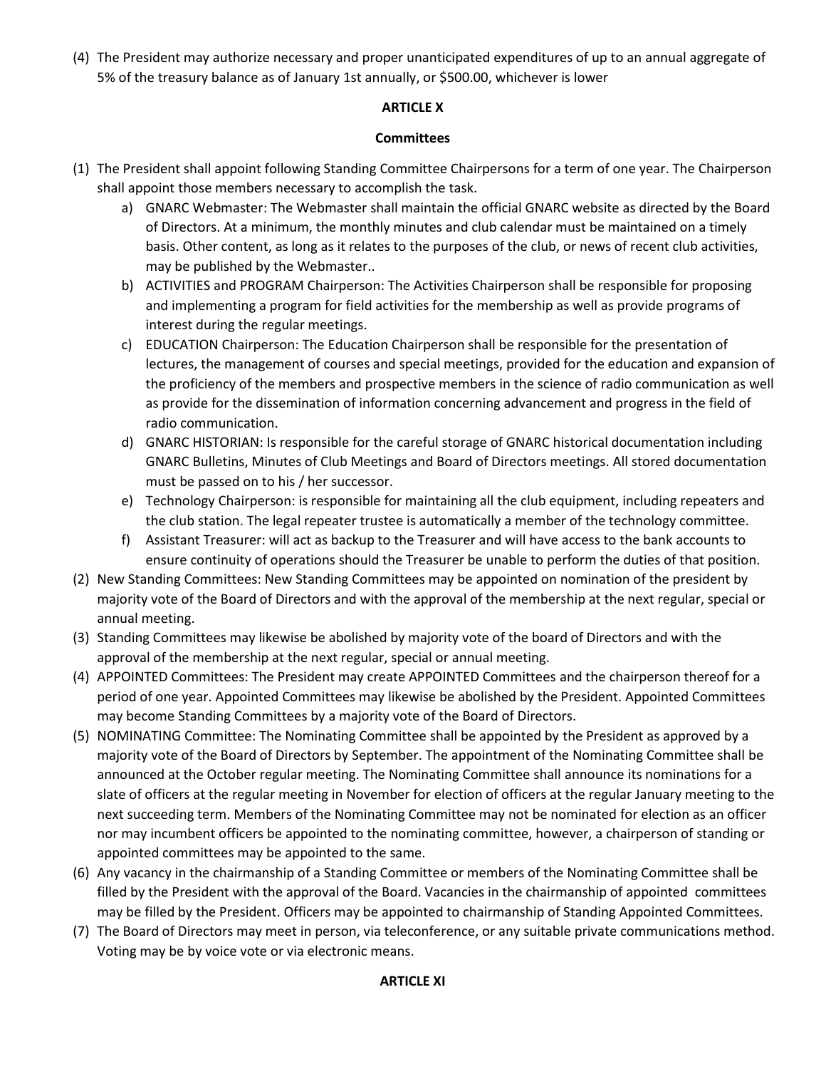(4) The President may authorize necessary and proper unanticipated expenditures of up to an annual aggregate of 5% of the treasury balance as of January 1st annually, or $500.00, whichever is lower

## ARTICLE X

### Committees

(1) The President shall appoint following Standing Committee Chairpersons for a term of one year. The Chairperson shall appoint those members necessary to accomplish the task.

   a) GNARC Webmaster: The Webmaster shall maintain the official GNARC website as directed by the Board of Directors. At a minimum, the monthly minutes and club calendar must be maintained on a timely basis. Other content, as long as it relates to the purposes of the club, or news of recent club activities, may be published by the Webmaster..

   b) ACTIVITIES and PROGRAM Chairperson: The Activities Chairperson shall be responsible for proposing and implementing a program for field activities for the membership as well as provide programs of interest during the regular meetings.

   c) EDUCATION Chairperson: The Education Chairperson shall be responsible for the presentation of lectures, the management of courses and special meetings, provided for the education and expansion of the proficiency of the members and prospective members in the science of radio communication as well as provide for the dissemination of information concerning advancement and progress in the field of radio communication.

   d) GNARC HISTORIAN: Is responsible for the careful storage of GNARC historical documentation including GNARC Bulletins, Minutes of Club Meetings and Board of Directors meetings. All stored documentation must be passed on to his / her successor.

   e) Technology Chairperson: is responsible for maintaining all the club equipment, including repeaters and the club station. The legal repeater trustee is automatically a member of the technology committee.

   f) Assistant Treasurer: will act as backup to the Treasurer and will have access to the bank accounts to ensure continuity of operations should the Treasurer be unable to perform the duties of that position.

(2) New Standing Committees: New Standing Committees may be appointed on nomination of the president by majority vote of the Board of Directors and with the approval of the membership at the next regular, special or annual meeting.

(3) Standing Committees may likewise be abolished by majority vote of the board of Directors and with the approval of the membership at the next regular, special or annual meeting.

(4) APPOINTED Committees: The President may create APPOINTED Committees and the chairperson thereof for a period of one year. Appointed Committees may likewise be abolished by the President. Appointed Committees may become Standing Committees by a majority vote of the Board of Directors.

(5) NOMINATING Committee: The Nominating Committee shall be appointed by the President as approved by a majority vote of the Board of Directors by September. The appointment of the Nominating Committee shall be announced at the October regular meeting. The Nominating Committee shall announce its nominations for a slate of officers at the regular meeting in November for election of officers at the regular January meeting to the next succeeding term. Members of the Nominating Committee may not be nominated for election as an officer nor may incumbent officers be appointed to the nominating committee, however, a chairperson of standing or appointed committees may be appointed to the same.

(6) Any vacancy in the chairmanship of a Standing Committee or members of the Nominating Committee shall be filled by the President with the approval of the Board. Vacancies in the chairmanship of appointed committees may be filled by the President. Officers may be appointed to chairmanship of Standing Appointed Committees.

(7) The Board of Directors may meet in person, via teleconference, or any suitable private communications method. Voting may be by voice vote or via electronic means.

## ARTICLE XI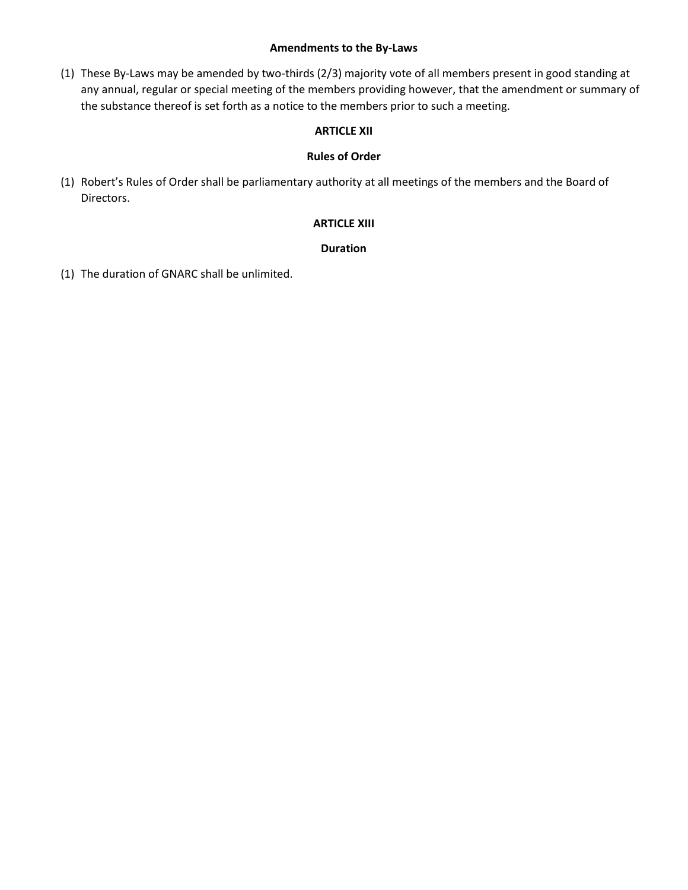### Amendments to the By-Laws

(1) These By-Laws may be amended by two-thirds (2/3) majority vote of all members present in good standing at any annual, regular or special meeting of the members providing however, that the amendment or summary of the substance thereof is set forth as a notice to the members prior to such a meeting.

## ARTICLE XII

### Rules of Order

(1) Robert's Rules of Order shall be parliamentary authority at all meetings of the members and the Board of Directors.

## ARTICLE XIII

### Duration

(1) The duration of GNARC shall be unlimited.